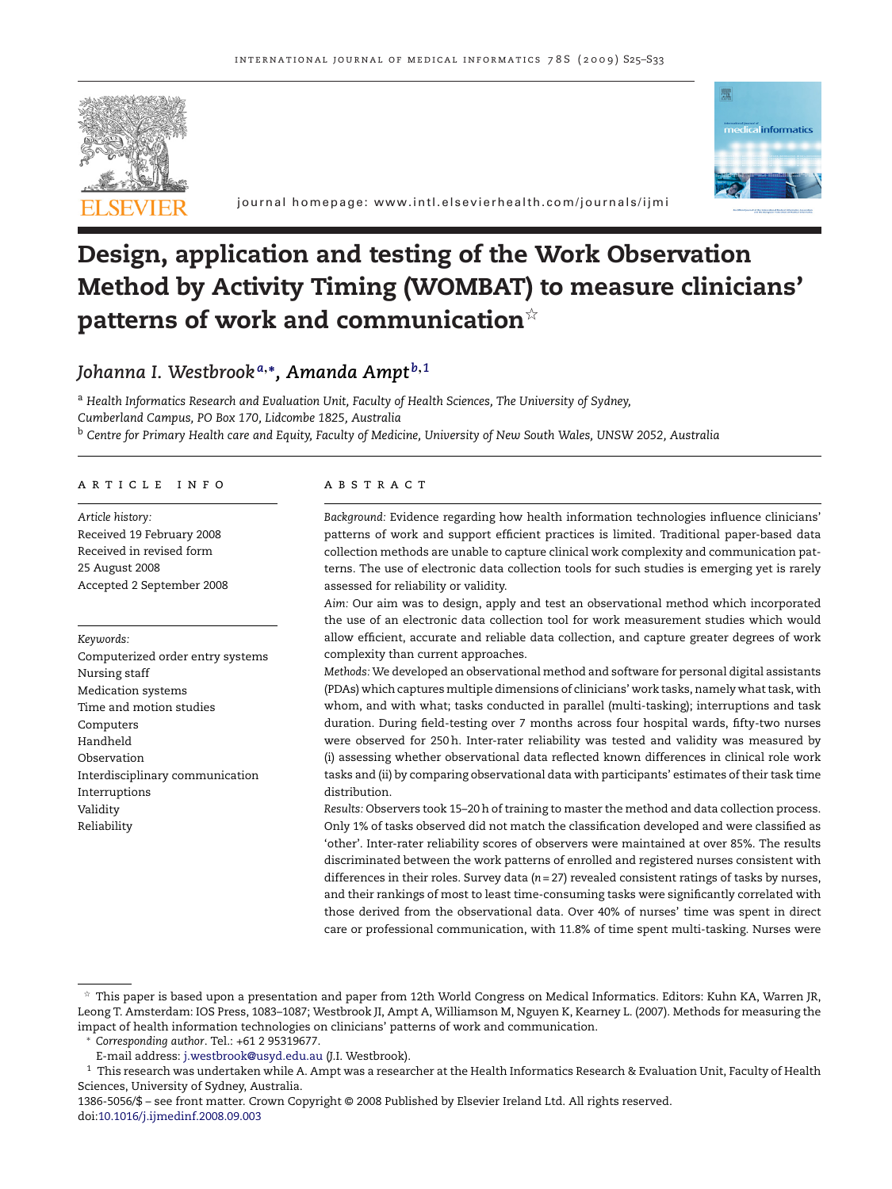# Design, application and testing of the Work Observation Method by Activity Timing (WOMBAT) to measure clinicians' patterns of work and communication[☆]

*Johanna I. Westbrook*[a,*], *Amanda Ampt*[b,1]

[a] *Health Informatics Research and Evaluation Unit, Faculty of Health Sciences, The University of Sydney, Cumberland Campus, PO Box 170, Lidcombe 1825, Australia*

[b] *Centre for Primary Health care and Equity, Faculty of Medicine, University of New South Wales, UNSW 2052, Australia*

## ARTICLE INFO

*Article history:*
Received 19 February 2008
Received in revised form 25 August 2008
Accepted 2 September 2008

*Keywords:*
Computerized order entry systems
Nursing staff
Medication systems
Time and motion studies
Computers
Handheld
Observation
Interdisciplinary communication
Interruptions
Validity
Reliability

## ABSTRACT

*Background:* Evidence regarding how health information technologies influence clinicians' patterns of work and support efficient practices is limited. Traditional paper-based data collection methods are unable to capture clinical work complexity and communication patterns. The use of electronic data collection tools for such studies is emerging yet is rarely assessed for reliability or validity.

*Aim:* Our aim was to design, apply and test an observational method which incorporated the use of an electronic data collection tool for work measurement studies which would allow efficient, accurate and reliable data collection, and capture greater degrees of work complexity than current approaches.

*Methods:* We developed an observational method and software for personal digital assistants (PDAs) which captures multiple dimensions of clinicians' work tasks, namely what task, with whom, and with what; tasks conducted in parallel (multi-tasking); interruptions and task duration. During field-testing over 7 months across four hospital wards, fifty-two nurses were observed for 250 h. Inter-rater reliability was tested and validity was measured by (i) assessing whether observational data reflected known differences in clinical role work tasks and (ii) by comparing observational data with participants' estimates of their task time distribution.

*Results:* Observers took 15–20 h of training to master the method and data collection process. Only 1% of tasks observed did not match the classification developed and were classified as 'other'. Inter-rater reliability scores of observers were maintained at over 85%. The results discriminated between the work patterns of enrolled and registered nurses consistent with differences in their roles. Survey data ($n = 27$) revealed consistent ratings of tasks by nurses, and their rankings of most to least time-consuming tasks were significantly correlated with those derived from the observational data. Over 40% of nurses' time was spent in direct care or professional communication, with 11.8% of time spent multi-tasking. Nurses were

---

[☆] This paper is based upon a presentation and paper from 12th World Congress on Medical Informatics. Editors: Kuhn KA, Warren JR, Leong T. Amsterdam: IOS Press, 1083–1087; Westbrook JI, Ampt A, Williamson M, Nguyen K, Kearney L. (2007). Methods for measuring the impact of health information technologies on clinicians' patterns of work and communication.

[*] *Corresponding author*. Tel.: +61 2 95319677.
E-mail address: j.westbrook@usyd.edu.au (J.I. Westbrook).

[1] This research was undertaken while A. Ampt was a researcher at the Health Informatics Research & Evaluation Unit, Faculty of Health Sciences, University of Sydney, Australia.

1386-5056/$ – see front matter. Crown Copyright © 2008 Published by Elsevier Ireland Ltd. All rights reserved.
doi:10.1016/j.ijmedinf.2008.09.003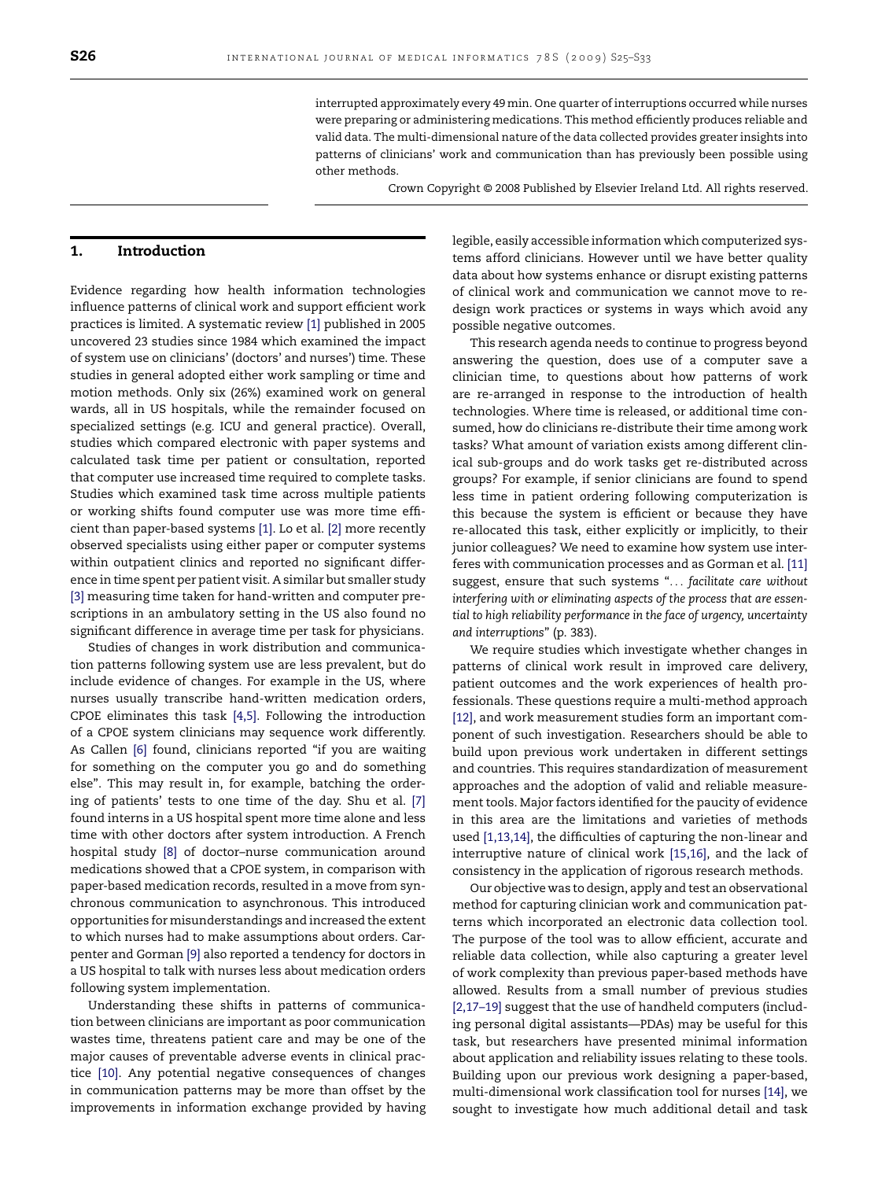interrupted approximately every 49 min. One quarter of interruptions occurred while nurses were preparing or administering medications. This method efficiently produces reliable and valid data. The multi-dimensional nature of the data collected provides greater insights into patterns of clinicians' work and communication than has previously been possible using other methods.

Crown Copyright © 2008 Published by Elsevier Ireland Ltd. All rights reserved.

## 1. Introduction

Evidence regarding how health information technologies influence patterns of clinical work and support efficient work practices is limited. A systematic review [1] published in 2005 uncovered 23 studies since 1984 which examined the impact of system use on clinicians' (doctors' and nurses') time. These studies in general adopted either work sampling or time and motion methods. Only six (26%) examined work on general wards, all in US hospitals, while the remainder focused on specialized settings (e.g. ICU and general practice). Overall, studies which compared electronic with paper systems and calculated task time per patient or consultation, reported that computer use increased time required to complete tasks. Studies which examined task time across multiple patients or working shifts found computer use was more time efficient than paper-based systems [1]. Lo et al. [2] more recently observed specialists using either paper or computer systems within outpatient clinics and reported no significant difference in time spent per patient visit. A similar but smaller study [3] measuring time taken for hand-written and computer prescriptions in an ambulatory setting in the US also found no significant difference in average time per task for physicians.

Studies of changes in work distribution and communication patterns following system use are less prevalent, but do include evidence of changes. For example in the US, where nurses usually transcribe hand-written medication orders, CPOE eliminates this task [4,5]. Following the introduction of a CPOE system clinicians may sequence work differently. As Callen [6] found, clinicians reported "if you are waiting for something on the computer you go and do something else". This may result in, for example, batching the ordering of patients' tests to one time of the day. Shu et al. [7] found interns in a US hospital spent more time alone and less time with other doctors after system introduction. A French hospital study [8] of doctor–nurse communication around medications showed that a CPOE system, in comparison with paper-based medication records, resulted in a move from synchronous communication to asynchronous. This introduced opportunities for misunderstandings and increased the extent to which nurses had to make assumptions about orders. Carpenter and Gorman [9] also reported a tendency for doctors in a US hospital to talk with nurses less about medication orders following system implementation.

Understanding these shifts in patterns of communication between clinicians are important as poor communication wastes time, threatens patient care and may be one of the major causes of preventable adverse events in clinical practice [10]. Any potential negative consequences of changes in communication patterns may be more than offset by the improvements in information exchange provided by having legible, easily accessible information which computerized systems afford clinicians. However until we have better quality data about how systems enhance or disrupt existing patterns of clinical work and communication we cannot move to redesign work practices or systems in ways which avoid any possible negative outcomes.

This research agenda needs to continue to progress beyond answering the question, does use of a computer save a clinician time, to questions about how patterns of work are re-arranged in response to the introduction of health technologies. Where time is released, or additional time consumed, how do clinicians re-distribute their time among work tasks? What amount of variation exists among different clinical sub-groups and do work tasks get re-distributed across groups? For example, if senior clinicians are found to spend less time in patient ordering following computerization is this because the system is efficient or because they have re-allocated this task, either explicitly or implicitly, to their junior colleagues? We need to examine how system use interferes with communication processes and as Gorman et al. [11] suggest, ensure that such systems "... *facilitate care without interfering with or eliminating aspects of the process that are essential to high reliability performance in the face of urgency, uncertainty and interruptions*" (p. 383).

We require studies which investigate whether changes in patterns of clinical work result in improved care delivery, patient outcomes and the work experiences of health professionals. These questions require a multi-method approach [12], and work measurement studies form an important component of such investigation. Researchers should be able to build upon previous work undertaken in different settings and countries. This requires standardization of measurement approaches and the adoption of valid and reliable measurement tools. Major factors identified for the paucity of evidence in this area are the limitations and varieties of methods used [1,13,14], the difficulties of capturing the non-linear and interruptive nature of clinical work [15,16], and the lack of consistency in the application of rigorous research methods.

Our objective was to design, apply and test an observational method for capturing clinician work and communication patterns which incorporated an electronic data collection tool. The purpose of the tool was to allow efficient, accurate and reliable data collection, while also capturing a greater level of work complexity than previous paper-based methods have allowed. Results from a small number of previous studies [2,17–19] suggest that the use of handheld computers (including personal digital assistants—PDAs) may be useful for this task, but researchers have presented minimal information about application and reliability issues relating to these tools. Building upon our previous work designing a paper-based, multi-dimensional work classification tool for nurses [14], we sought to investigate how much additional detail and task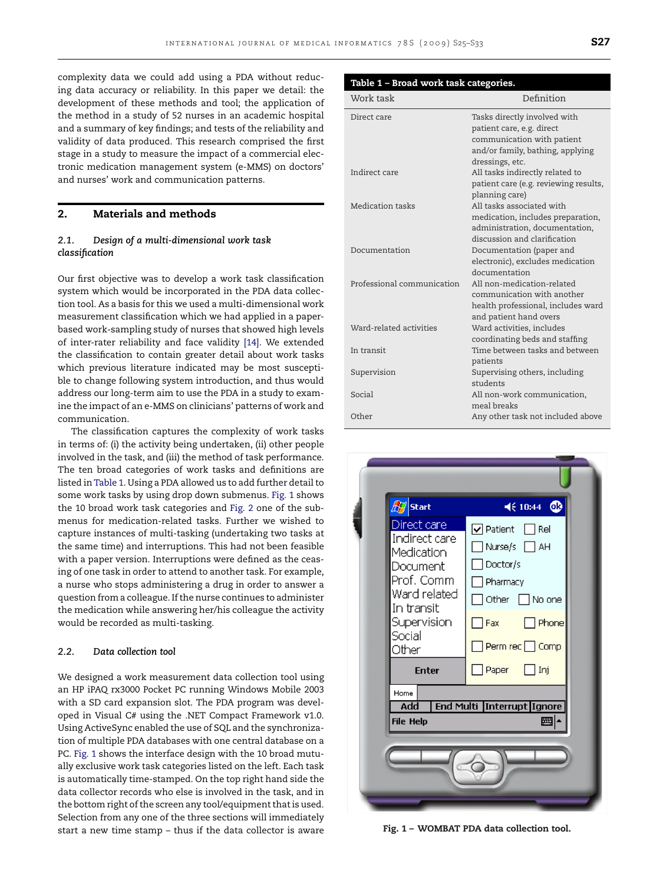complexity data we could add using a PDA without reducing data accuracy or reliability. In this paper we detail: the development of these methods and tool; the application of the method in a study of 52 nurses in an academic hospital and a summary of key findings; and tests of the reliability and validity of data produced. This research comprised the first stage in a study to measure the impact of a commercial electronic medication management system (e-MMS) on doctors' and nurses' work and communication patterns.

## 2. Materials and methods

### 2.1. Design of a multi-dimensional work task classification

Our first objective was to develop a work task classification system which would be incorporated in the PDA data collection tool. As a basis for this we used a multi-dimensional work measurement classification which we had applied in a paper-based work-sampling study of nurses that showed high levels of inter-rater reliability and face validity [14]. We extended the classification to contain greater detail about work tasks which previous literature indicated may be most susceptible to change following system introduction, and thus would address our long-term aim to use the PDA in a study to examine the impact of an e-MMS on clinicians' patterns of work and communication.

The classification captures the complexity of work tasks in terms of: (i) the activity being undertaken, (ii) other people involved in the task, and (iii) the method of task performance. The ten broad categories of work tasks and definitions are listed in Table 1. Using a PDA allowed us to add further detail to some work tasks by using drop down submenus. Fig. 1 shows the 10 broad work task categories and Fig. 2 one of the submenus for medication-related tasks. Further we wished to capture instances of multi-tasking (undertaking two tasks at the same time) and interruptions. This had not been feasible with a paper version. Interruptions were defined as the ceasing of one task in order to attend to another task. For example, a nurse who stops administering a drug in order to answer a question from a colleague. If the nurse continues to administer the medication while answering her/his colleague the activity would be recorded as multi-tasking.

### 2.2. Data collection tool

We designed a work measurement data collection tool using an HP iPAQ rx3000 Pocket PC running Windows Mobile 2003 with a SD card expansion slot. The PDA program was developed in Visual C# using the .NET Compact Framework v1.0. Using ActiveSync enabled the use of SQL and the synchronization of multiple PDA databases with one central database on a PC. Fig. 1 shows the interface design with the 10 broad mutually exclusive work task categories listed on the left. Each task is automatically time-stamped. On the top right hand side the data collector records who else is involved in the task, and in the bottom right of the screen any tool/equipment that is used. Selection from any one of the three sections will immediately start a new time stamp – thus if the data collector is aware

**Table 1 – Broad work task categories.**

| Work task | Definition |
|---|---|
| Direct care | Tasks directly involved with patient care, e.g. direct communication with patient and/or family, bathing, applying dressings, etc. |
| Indirect care | All tasks indirectly related to patient care (e.g. reviewing results, planning care) |
| Medication tasks | All tasks associated with medication, includes preparation, administration, documentation, discussion and clarification |
| Documentation | Documentation (paper and electronic), excludes medication documentation |
| Professional communication | All non-medication-related communication with another health professional, includes ward and patient hand overs |
| Ward-related activities | Ward activities, includes coordinating beds and staffing |
| In transit | Time between tasks and between patients |
| Supervision | Supervising others, including students |
| Social | All non-work communication, meal breaks |
| Other | Any other task not included above |

Fig. 1 – WOMBAT PDA data collection tool.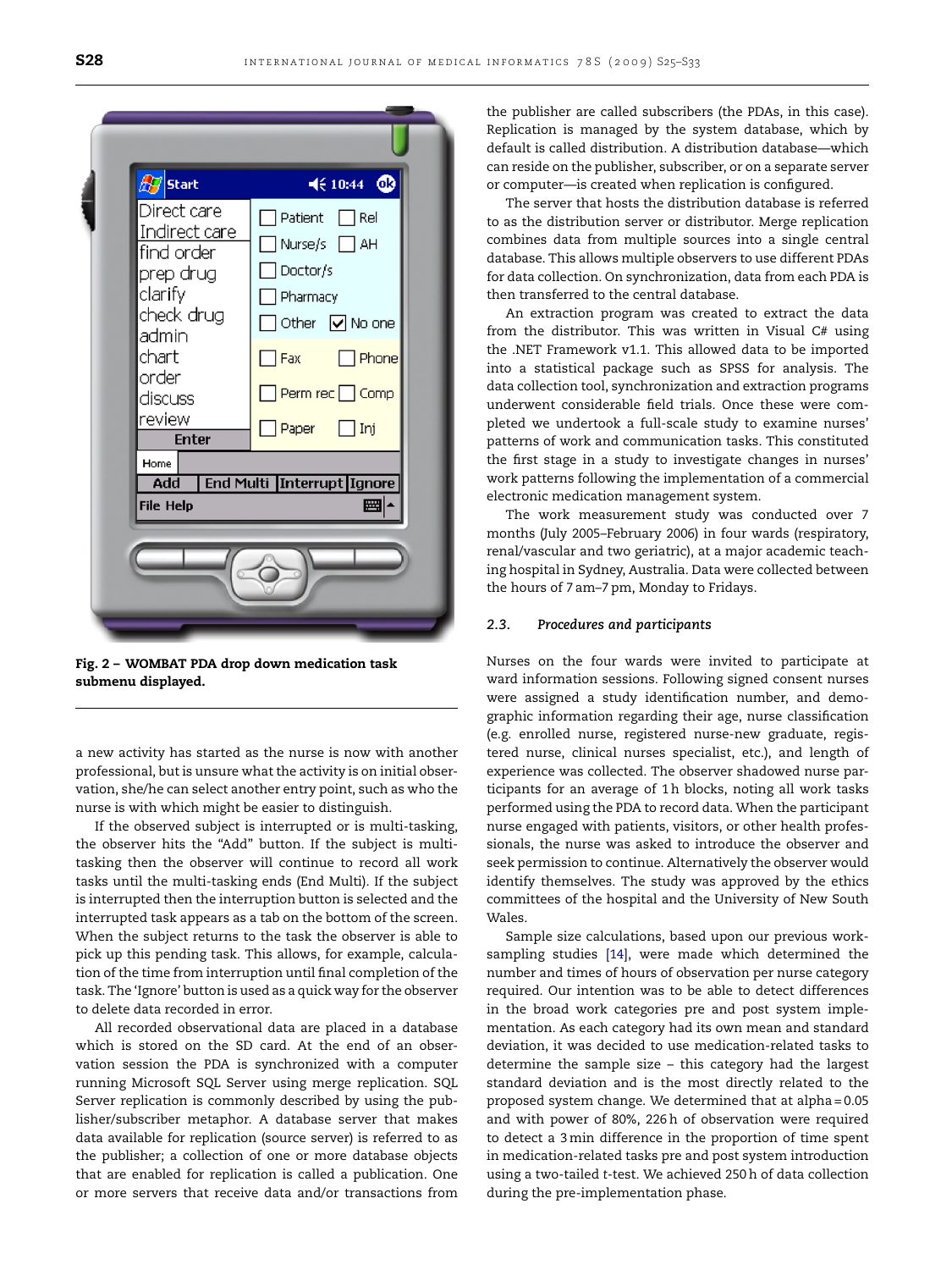Fig. 2 – WOMBAT PDA drop down medication task submenu displayed.

a new activity has started as the nurse is now with another professional, but is unsure what the activity is on initial observation, she/he can select another entry point, such as who the nurse is with which might be easier to distinguish.

If the observed subject is interrupted or is multi-tasking, the observer hits the "Add" button. If the subject is multi-tasking then the observer will continue to record all work tasks until the multi-tasking ends (End Multi). If the subject is interrupted then the interruption button is selected and the interrupted task appears as a tab on the bottom of the screen. When the subject returns to the task the observer is able to pick up this pending task. This allows, for example, calculation of the time from interruption until final completion of the task. The 'Ignore' button is used as a quick way for the observer to delete data recorded in error.

All recorded observational data are placed in a database which is stored on the SD card. At the end of an observation session the PDA is synchronized with a computer running Microsoft SQL Server using merge replication. SQL Server replication is commonly described by using the publisher/subscriber metaphor. A database server that makes data available for replication (source server) is referred to as the publisher; a collection of one or more database objects that are enabled for replication is called a publication. One or more servers that receive data and/or transactions from the publisher are called subscribers (the PDAs, in this case). Replication is managed by the system database, which by default is called distribution. A distribution database—which can reside on the publisher, subscriber, or on a separate server or computer—is created when replication is configured.

The server that hosts the distribution database is referred to as the distribution server or distributor. Merge replication combines data from multiple sources into a single central database. This allows multiple observers to use different PDAs for data collection. On synchronization, data from each PDA is then transferred to the central database.

An extraction program was created to extract the data from the distributor. This was written in Visual C# using the .NET Framework v1.1. This allowed data to be imported into a statistical package such as SPSS for analysis. The data collection tool, synchronization and extraction programs underwent considerable field trials. Once these were completed we undertook a full-scale study to examine nurses' patterns of work and communication tasks. This constituted the first stage in a study to investigate changes in nurses' work patterns following the implementation of a commercial electronic medication management system.

The work measurement study was conducted over 7 months (July 2005–February 2006) in four wards (respiratory, renal/vascular and two geriatric), at a major academic teaching hospital in Sydney, Australia. Data were collected between the hours of 7 am–7 pm, Monday to Fridays.

### 2.3. *Procedures and participants*

Nurses on the four wards were invited to participate at ward information sessions. Following signed consent nurses were assigned a study identification number, and demographic information regarding their age, nurse classification (e.g. enrolled nurse, registered nurse-new graduate, registered nurse, clinical nurses specialist, etc.), and length of experience was collected. The observer shadowed nurse participants for an average of 1 h blocks, noting all work tasks performed using the PDA to record data. When the participant nurse engaged with patients, visitors, or other health professionals, the nurse was asked to introduce the observer and seek permission to continue. Alternatively the observer would identify themselves. The study was approved by the ethics committees of the hospital and the University of New South Wales.

Sample size calculations, based upon our previous work-sampling studies [14], were made which determined the number and times of hours of observation per nurse category required. Our intention was to be able to detect differences in the broad work categories pre and post system implementation. As each category had its own mean and standard deviation, it was decided to use medication-related tasks to determine the sample size – this category had the largest standard deviation and is the most directly related to the proposed system change. We determined that at alpha = 0.05 and with power of 80%, 226 h of observation were required to detect a 3 min difference in the proportion of time spent in medication-related tasks pre and post system introduction using a two-tailed *t*-test. We achieved 250 h of data collection during the pre-implementation phase.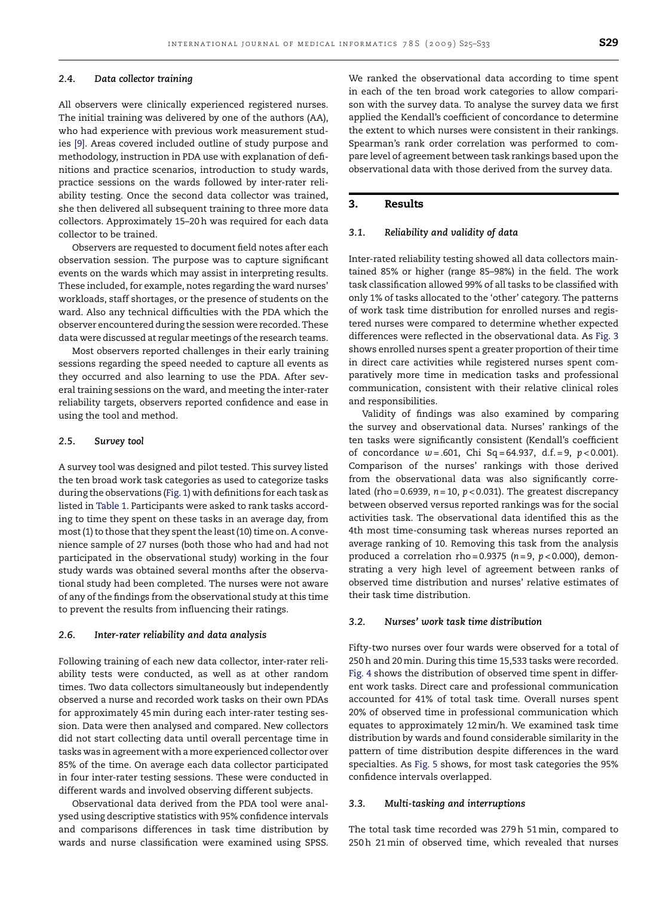### 2.4. Data collector training

All observers were clinically experienced registered nurses. The initial training was delivered by one of the authors (AA), who had experience with previous work measurement studies [9]. Areas covered included outline of study purpose and methodology, instruction in PDA use with explanation of definitions and practice scenarios, introduction to study wards, practice sessions on the wards followed by inter-rater reliability testing. Once the second data collector was trained, she then delivered all subsequent training to three more data collectors. Approximately 15–20 h was required for each data collector to be trained.

Observers are requested to document field notes after each observation session. The purpose was to capture significant events on the wards which may assist in interpreting results. These included, for example, notes regarding the ward nurses' workloads, staff shortages, or the presence of students on the ward. Also any technical difficulties with the PDA which the observer encountered during the session were recorded. These data were discussed at regular meetings of the research teams.

Most observers reported challenges in their early training sessions regarding the speed needed to capture all events as they occurred and also learning to use the PDA. After several training sessions on the ward, and meeting the inter-rater reliability targets, observers reported confidence and ease in using the tool and method.

### 2.5. Survey tool

A survey tool was designed and pilot tested. This survey listed the ten broad work task categories as used to categorize tasks during the observations (Fig. 1) with definitions for each task as listed in Table 1. Participants were asked to rank tasks according to time they spent on these tasks in an average day, from most (1) to those that they spent the least (10) time on. A convenience sample of 27 nurses (both those who had and had not participated in the observational study) working in the four study wards was obtained several months after the observational study had been completed. The nurses were not aware of any of the findings from the observational study at this time to prevent the results from influencing their ratings.

### 2.6. Inter-rater reliability and data analysis

Following training of each new data collector, inter-rater reliability tests were conducted, as well as at other random times. Two data collectors simultaneously but independently observed a nurse and recorded work tasks on their own PDAs for approximately 45 min during each inter-rater testing session. Data were then analysed and compared. New collectors did not start collecting data until overall percentage time in tasks was in agreement with a more experienced collector over 85% of the time. On average each data collector participated in four inter-rater testing sessions. These were conducted in different wards and involved observing different subjects.

Observational data derived from the PDA tool were analysed using descriptive statistics with 95% confidence intervals and comparisons differences in task time distribution by wards and nurse classification were examined using SPSS. We ranked the observational data according to time spent in each of the ten broad work categories to allow comparison with the survey data. To analyse the survey data we first applied the Kendall's coefficient of concordance to determine the extent to which nurses were consistent in their rankings. Spearman's rank order correlation was performed to compare level of agreement between task rankings based upon the observational data with those derived from the survey data.

## 3. Results

### 3.1. Reliability and validity of data

Inter-rated reliability testing showed all data collectors maintained 85% or higher (range 85–98%) in the field. The work task classification allowed 99% of all tasks to be classified with only 1% of tasks allocated to the 'other' category. The patterns of work task time distribution for enrolled nurses and registered nurses were compared to determine whether expected differences were reflected in the observational data. As Fig. 3 shows enrolled nurses spent a greater proportion of their time in direct care activities while registered nurses spent comparatively more time in medication tasks and professional communication, consistent with their relative clinical roles and responsibilities.

Validity of findings was also examined by comparing the survey and observational data. Nurses' rankings of the ten tasks were significantly consistent (Kendall's coefficient of concordance $w = .601$, Chi Sq = 64.937, d.f. = 9, $p < 0.001$). Comparison of the nurses' rankings with those derived from the observational data was also significantly correlated (rho = 0.6939, $n = 10$, $p < 0.031$). The greatest discrepancy between observed versus reported rankings was for the social activities task. The observational data identified this as the 4th most time-consuming task whereas nurses reported an average ranking of 10. Removing this task from the analysis produced a correlation rho = 0.9375 ($n = 9$, $p < 0.000$), demonstrating a very high level of agreement between ranks of observed time distribution and nurses' relative estimates of their task time distribution.

### 3.2. Nurses' work task time distribution

Fifty-two nurses over four wards were observed for a total of 250 h and 20 min. During this time 15,533 tasks were recorded. Fig. 4 shows the distribution of observed time spent in different work tasks. Direct care and professional communication accounted for 41% of total task time. Overall nurses spent 20% of observed time in professional communication which equates to approximately 12 min/h. We examined task time distribution by wards and found considerable similarity in the pattern of time distribution despite differences in the ward specialties. As Fig. 5 shows, for most task categories the 95% confidence intervals overlapped.

### 3.3. Multi-tasking and interruptions

The total task time recorded was 279 h 51 min, compared to 250 h 21 min of observed time, which revealed that nurses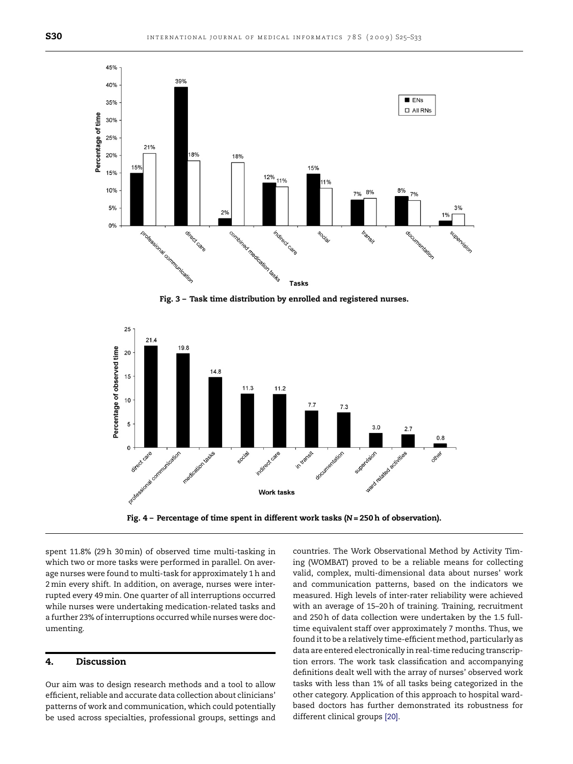Fig. 3 – Task time distribution by enrolled and registered nurses.

Fig. 4 – Percentage of time spent in different work tasks (N = 250 h of observation).

spent 11.8% (29 h 30 min) of observed time multi-tasking in which two or more tasks were performed in parallel. On average nurses were found to multi-task for approximately 1 h and 2 min every shift. In addition, on average, nurses were interrupted every 49 min. One quarter of all interruptions occurred while nurses were undertaking medication-related tasks and a further 23% of interruptions occurred while nurses were documenting.

## 4. Discussion

Our aim was to design research methods and a tool to allow efficient, reliable and accurate data collection about clinicians' patterns of work and communication, which could potentially be used across specialties, professional groups, settings and countries. The Work Observational Method by Activity Timing (WOMBAT) proved to be a reliable means for collecting valid, complex, multi-dimensional data about nurses' work and communication patterns, based on the indicators we measured. High levels of inter-rater reliability were achieved with an average of 15–20 h of training. Training, recruitment and 250 h of data collection were undertaken by the 1.5 full-time equivalent staff over approximately 7 months. Thus, we found it to be a relatively time-efficient method, particularly as data are entered electronically in real-time reducing transcription errors. The work task classification and accompanying definitions dealt well with the array of nurses' observed work tasks with less than 1% of all tasks being categorized in the other category. Application of this approach to hospital ward-based doctors has further demonstrated its robustness for different clinical groups [20].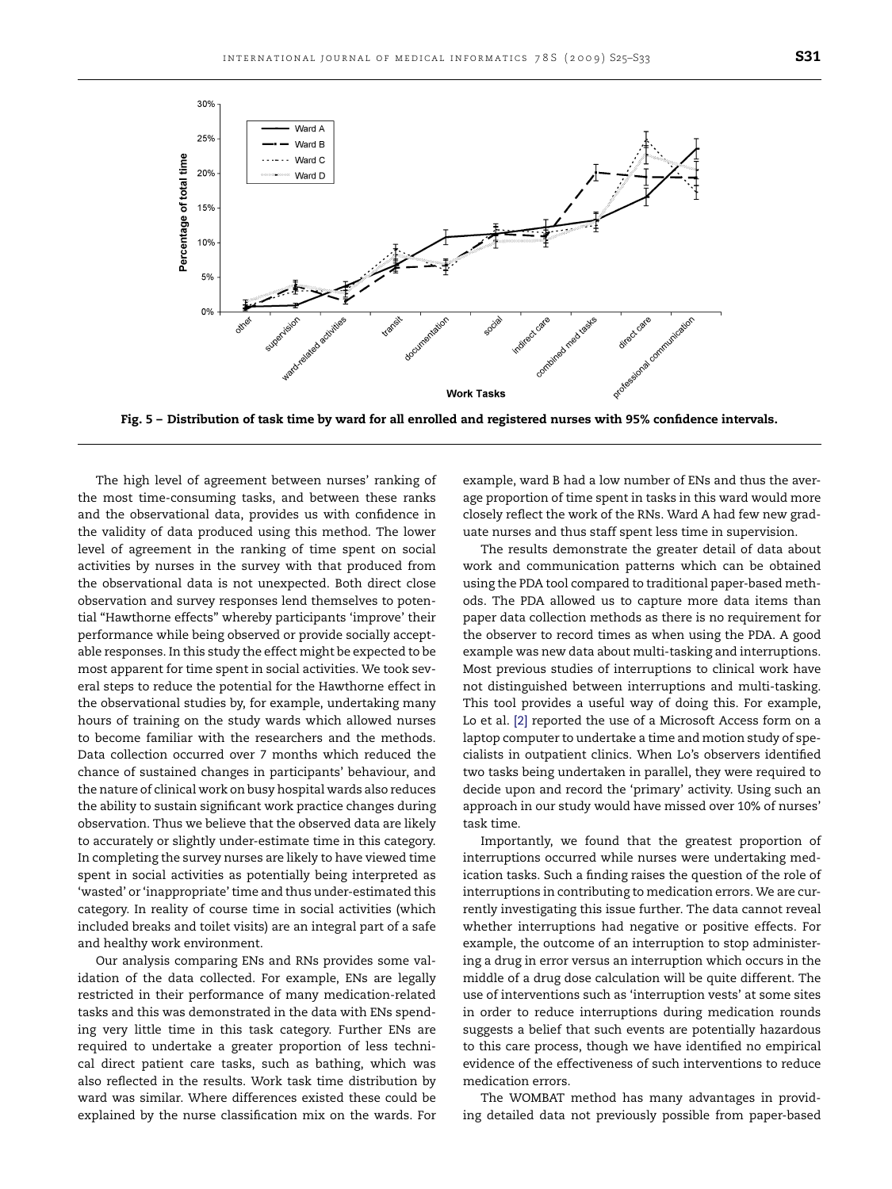Fig. 5 – Distribution of task time by ward for all enrolled and registered nurses with 95% confidence intervals.

The high level of agreement between nurses' ranking of the most time-consuming tasks, and between these ranks and the observational data, provides us with confidence in the validity of data produced using this method. The lower level of agreement in the ranking of time spent on social activities by nurses in the survey with that produced from the observational data is not unexpected. Both direct close observation and survey responses lend themselves to potential "Hawthorne effects" whereby participants 'improve' their performance while being observed or provide socially acceptable responses. In this study the effect might be expected to be most apparent for time spent in social activities. We took several steps to reduce the potential for the Hawthorne effect in the observational studies by, for example, undertaking many hours of training on the study wards which allowed nurses to become familiar with the researchers and the methods. Data collection occurred over 7 months which reduced the chance of sustained changes in participants' behaviour, and the nature of clinical work on busy hospital wards also reduces the ability to sustain significant work practice changes during observation. Thus we believe that the observed data are likely to accurately or slightly under-estimate time in this category. In completing the survey nurses are likely to have viewed time spent in social activities as potentially being interpreted as 'wasted' or 'inappropriate' time and thus under-estimated this category. In reality of course time in social activities (which included breaks and toilet visits) are an integral part of a safe and healthy work environment.

Our analysis comparing ENs and RNs provides some validation of the data collected. For example, ENs are legally restricted in their performance of many medication-related tasks and this was demonstrated in the data with ENs spending very little time in this task category. Further ENs are required to undertake a greater proportion of less technical direct patient care tasks, such as bathing, which was also reflected in the results. Work task time distribution by ward was similar. Where differences existed these could be explained by the nurse classification mix on the wards. For example, ward B had a low number of ENs and thus the average proportion of time spent in tasks in this ward would more closely reflect the work of the RNs. Ward A had few new graduate nurses and thus staff spent less time in supervision.

The results demonstrate the greater detail of data about work and communication patterns which can be obtained using the PDA tool compared to traditional paper-based methods. The PDA allowed us to capture more data items than paper data collection methods as there is no requirement for the observer to record times as when using the PDA. A good example was new data about multi-tasking and interruptions. Most previous studies of interruptions to clinical work have not distinguished between interruptions and multi-tasking. This tool provides a useful way of doing this. For example, Lo et al. [2] reported the use of a Microsoft Access form on a laptop computer to undertake a time and motion study of specialists in outpatient clinics. When Lo's observers identified two tasks being undertaken in parallel, they were required to decide upon and record the 'primary' activity. Using such an approach in our study would have missed over 10% of nurses' task time.

Importantly, we found that the greatest proportion of interruptions occurred while nurses were undertaking medication tasks. Such a finding raises the question of the role of interruptions in contributing to medication errors. We are currently investigating this issue further. The data cannot reveal whether interruptions had negative or positive effects. For example, the outcome of an interruption to stop administering a drug in error versus an interruption which occurs in the middle of a drug dose calculation will be quite different. The use of interventions such as 'interruption vests' at some sites in order to reduce interruptions during medication rounds suggests a belief that such events are potentially hazardous to this care process, though we have identified no empirical evidence of the effectiveness of such interventions to reduce medication errors.

The WOMBAT method has many advantages in providing detailed data not previously possible from paper-based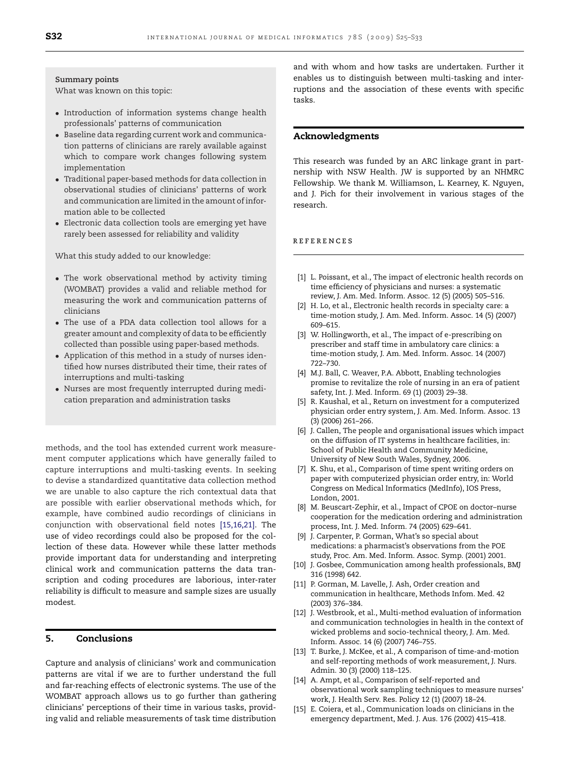**Summary points**

What was known on this topic:

- Introduction of information systems change health professionals' patterns of communication
- Baseline data regarding current work and communication patterns of clinicians are rarely available against which to compare work changes following system implementation
- Traditional paper-based methods for data collection in observational studies of clinicians' patterns of work and communication are limited in the amount of information able to be collected
- Electronic data collection tools are emerging yet have rarely been assessed for reliability and validity

What this study added to our knowledge:

- The work observational method by activity timing (WOMBAT) provides a valid and reliable method for measuring the work and communication patterns of clinicians
- The use of a PDA data collection tool allows for a greater amount and complexity of data to be efficiently collected than possible using paper-based methods.
- Application of this method in a study of nurses identified how nurses distributed their time, their rates of interruptions and multi-tasking
- Nurses are most frequently interrupted during medication preparation and administration tasks

methods, and the tool has extended current work measurement computer applications which have generally failed to capture interruptions and multi-tasking events. In seeking to devise a standardized quantitative data collection method we are unable to also capture the rich contextual data that are possible with earlier observational methods which, for example, have combined audio recordings of clinicians in conjunction with observational field notes [15,16,21]. The use of video recordings could also be proposed for the collection of these data. However while these latter methods provide important data for understanding and interpreting clinical work and communication patterns the data transcription and coding procedures are laborious, inter-rater reliability is difficult to measure and sample sizes are usually modest.

## 5. Conclusions

Capture and analysis of clinicians' work and communication patterns are vital if we are to further understand the full and far-reaching effects of electronic systems. The use of the WOMBAT approach allows us to go further than gathering clinicians' perceptions of their time in various tasks, providing valid and reliable measurements of task time distribution and with whom and how tasks are undertaken. Further it enables us to distinguish between multi-tasking and interruptions and the association of these events with specific tasks.

## Acknowledgments

This research was funded by an ARC linkage grant in partnership with NSW Health. JW is supported by an NHMRC Fellowship. We thank M. Williamson, L. Kearney, K. Nguyen, and J. Pich for their involvement in various stages of the research.

## References

[1] L. Poissant, et al., The impact of electronic health records on time efficiency of physicians and nurses: a systematic review, J. Am. Med. Inform. Assoc. 12 (5) (2005) 505–516.

[2] H. Lo, et al., Electronic health records in specialty care: a time-motion study, J. Am. Med. Inform. Assoc. 14 (5) (2007) 609–615.

[3] W. Hollingworth, et al., The impact of e-prescribing on prescriber and staff time in ambulatory care clinics: a time-motion study, J. Am. Med. Inform. Assoc. 14 (2007) 722–730.

[4] M.J. Ball, C. Weaver, P.A. Abbott, Enabling technologies promise to revitalize the role of nursing in an era of patient safety, Int. J. Med. Inform. 69 (1) (2003) 29–38.

[5] R. Kaushal, et al., Return on investment for a computerized physician order entry system, J. Am. Med. Inform. Assoc. 13 (3) (2006) 261–266.

[6] J. Callen, The people and organisational issues which impact on the diffusion of IT systems in healthcare facilities, in: School of Public Health and Community Medicine, University of New South Wales, Sydney, 2006.

[7] K. Shu, et al., Comparison of time spent writing orders on paper with computerized physician order entry, in: World Congress on Medical Informatics (MedInfo), IOS Press, London, 2001.

[8] M. Beuscart-Zephir, et al., Impact of CPOE on doctor–nurse cooperation for the medication ordering and administration process, Int. J. Med. Inform. 74 (2005) 629–641.

[9] J. Carpenter, P. Gorman, What's so special about medications: a pharmacist's observations from the POE study, Proc. Am. Med. Inform. Assoc. Symp. (2001) 2001.

[10] J. Gosbee, Communication among health professionals, BMJ 316 (1998) 642.

[11] P. Gorman, M. Lavelle, J. Ash, Order creation and communication in healthcare, Methods Infom. Med. 42 (2003) 376–384.

[12] J. Westbrook, et al., Multi-method evaluation of information and communication technologies in health in the context of wicked problems and socio-technical theory, J. Am. Med. Inform. Assoc. 14 (6) (2007) 746–755.

[13] T. Burke, J. McKee, et al., A comparison of time-and-motion and self-reporting methods of work measurement, J. Nurs. Admin. 30 (3) (2000) 118–125.

[14] A. Ampt, et al., Comparison of self-reported and observational work sampling techniques to measure nurses' work, J. Health Serv. Res. Policy 12 (1) (2007) 18–24.

[15] E. Coiera, et al., Communication loads on clinicians in the emergency department, Med. J. Aus. 176 (2002) 415–418.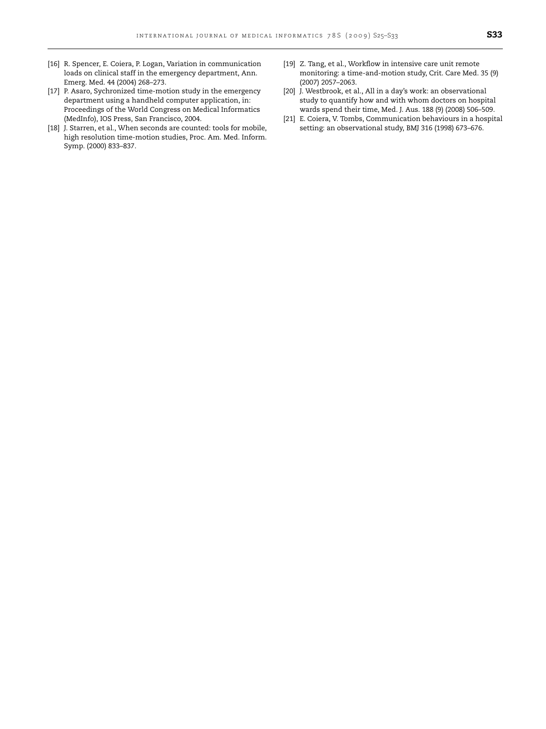[16] R. Spencer, E. Coiera, P. Logan, Variation in communication loads on clinical staff in the emergency department, Ann. Emerg. Med. 44 (2004) 268–273.

[17] P. Asaro, Sychronized time-motion study in the emergency department using a handheld computer application, in: Proceedings of the World Congress on Medical Informatics (MedInfo), IOS Press, San Francisco, 2004.

[18] J. Starren, et al., When seconds are counted: tools for mobile, high resolution time-motion studies, Proc. Am. Med. Inform. Symp. (2000) 833–837.

[19] Z. Tang, et al., Workflow in intensive care unit remote monitoring: a time-and-motion study, Crit. Care Med. 35 (9) (2007) 2057–2063.

[20] J. Westbrook, et al., All in a day's work: an observational study to quantify how and with whom doctors on hospital wards spend their time, Med. J. Aus. 188 (9) (2008) 506–509.

[21] E. Coiera, V. Tombs, Communication behaviours in a hospital setting: an observational study, BMJ 316 (1998) 673–676.